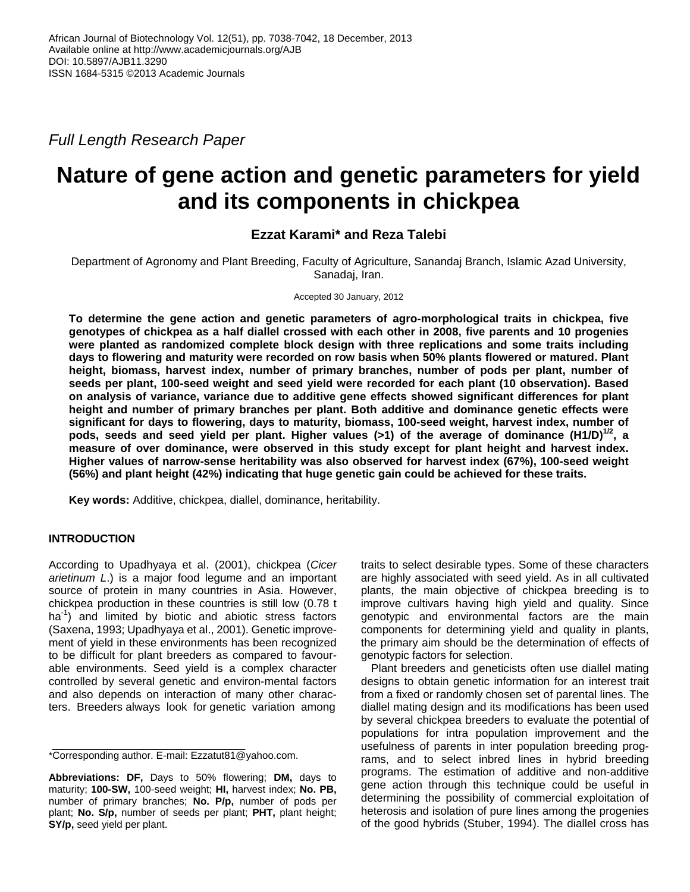African Journal of Biotechnology Vol. 12(51), pp. 7038-7042, 18 December, 2013
Available online at http://www.academicjournals.org/AJB
DOI: 10.5897/AJB11.3290
ISSN 1684-5315 ©2013 Academic Journals

*Full Length Research Paper*

# Nature of gene action and genetic parameters for yield and its components in chickpea

**Ezzat Karami\* and Reza Talebi**

Department of Agronomy and Plant Breeding, Faculty of Agriculture, Sanandaj Branch, Islamic Azad University, Sanadaj, Iran.

Accepted 30 January, 2012

**To determine the gene action and genetic parameters of agro-morphological traits in chickpea, five genotypes of chickpea as a half diallel crossed with each other in 2008, five parents and 10 progenies were planted as randomized complete block design with three replications and some traits including days to flowering and maturity were recorded on row basis when 50% plants flowered or matured. Plant height, biomass, harvest index, number of primary branches, number of pods per plant, number of seeds per plant, 100-seed weight and seed yield were recorded for each plant (10 observation). Based on analysis of variance, variance due to additive gene effects showed significant differences for plant height and number of primary branches per plant. Both additive and dominance genetic effects were significant for days to flowering, days to maturity, biomass, 100-seed weight, harvest index, number of pods, seeds and seed yield per plant. Higher values (>1) of the average of dominance $(H1/D)^{1/2}$, a measure of over dominance, were observed in this study except for plant height and harvest index. Higher values of narrow-sense heritability was also observed for harvest index (67%), 100-seed weight (56%) and plant height (42%) indicating that huge genetic gain could be achieved for these traits.**

**Key words:** Additive, chickpea, diallel, dominance, heritability.

## INTRODUCTION

According to Upadhyaya et al. (2001), chickpea (*Cicer arietinum L*.) is a major food legume and an important source of protein in many countries in Asia. However, chickpea production in these countries is still low (0.78 t $ha^{-1}$) and limited by biotic and abiotic stress factors (Saxena, 1993; Upadhyaya et al., 2001). Genetic improvement of yield in these environments has been recognized to be difficult for plant breeders as compared to favourable environments. Seed yield is a complex character controlled by several genetic and environ-mental factors and also depends on interaction of many other characters. Breeders always look for genetic variation among traits to select desirable types. Some of these characters are highly associated with seed yield. As in all cultivated plants, the main objective of chickpea breeding is to improve cultivars having high yield and quality. Since genotypic and environmental factors are the main components for determining yield and quality in plants, the primary aim should be the determination of effects of genotypic factors for selection.

Plant breeders and geneticists often use diallel mating designs to obtain genetic information for an interest trait from a fixed or randomly chosen set of parental lines. The diallel mating design and its modifications has been used by several chickpea breeders to evaluate the potential of populations for intra population improvement and the usefulness of parents in inter population breeding programs, and to select inbred lines in hybrid breeding programs. The estimation of additive and non-additive gene action through this technique could be useful in determining the possibility of commercial exploitation of heterosis and isolation of pure lines among the progenies of the good hybrids (Stuber, 1994). The diallel cross has

\*Corresponding author. E-mail: Ezzatut81@yahoo.com.

**Abbreviations: DF,** Days to 50% flowering; **DM,** days to maturity; **100-SW,** 100-seed weight; **HI,** harvest index; **No. PB,** number of primary branches; **No. P/p,** number of pods per plant; **No. S/p,** number of seeds per plant; **PHT,** plant height; **SY/p,** seed yield per plant.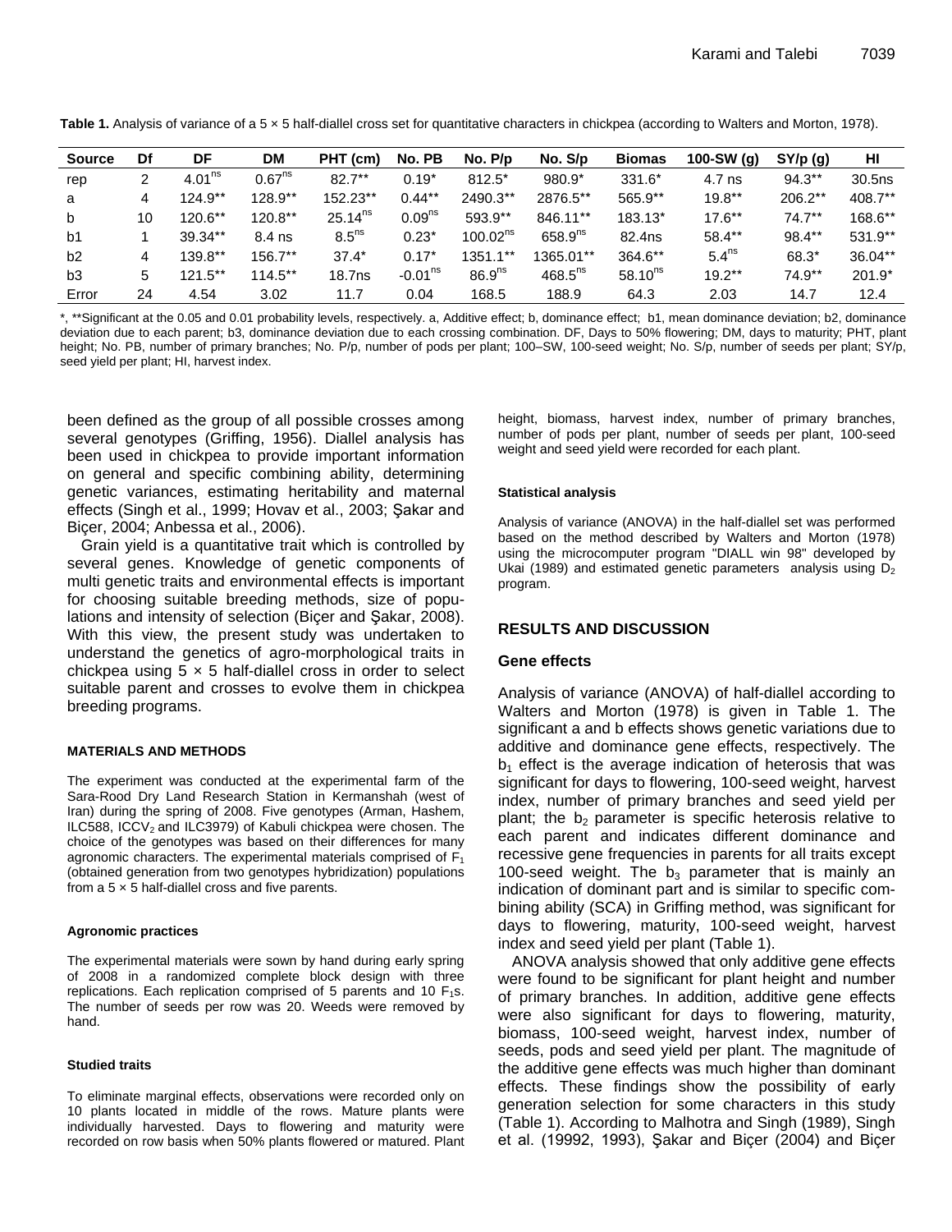**Table 1.** Analysis of variance of a 5 × 5 half-diallel cross set for quantitative characters in chickpea (according to Walters and Morton, 1978).

| Source | Df | DF | DM | PHT (cm) | No. PB | No. P/p | No. S/p | Biomas | 100-SW (g) | SY/p (g) | HI |
|---|---|---|---|---|---|---|---|---|---|---|---|
| rep | 2 | 4.01$^{ns}$ | 0.67$^{ns}$ | 82.7** | 0.19* | 812.5* | 980.9* | 331.6* | 4.7 ns | 94.3** | 30.5ns |
| a | 4 | 124.9** | 128.9** | 152.23** | 0.44** | 2490.3** | 2876.5** | 565.9** | 19.8** | 206.2** | 408.7** |
| b | 10 | 120.6** | 120.8** | 25.14$^{ns}$ | 0.09$^{ns}$ | 593.9** | 846.11** | 183.13* | 17.6** | 74.7** | 168.6** |
| b1 | 1 | 39.34** | 8.4 ns | 8.5$^{ns}$ | 0.23* | 100.02$^{ns}$ | 658.9$^{ns}$ | 82.4ns | 58.4** | 98.4** | 531.9** |
| b2 | 4 | 139.8** | 156.7** | 37.4* | 0.17* | 1351.1** | 1365.01** | 364.6** | 5.4$^{ns}$ | 68.3* | 36.04** |
| b3 | 5 | 121.5** | 114.5** | 18.7ns | -0.01$^{ns}$ | 86.9$^{ns}$ | 468.5$^{ns}$ | 58.10$^{ns}$ | 19.2** | 74.9** | 201.9* |
| Error | 24 | 4.54 | 3.02 | 11.7 | 0.04 | 168.5 | 188.9 | 64.3 | 2.03 | 14.7 | 12.4 |

*, **Significant at the 0.05 and 0.01 probability levels, respectively. a, Additive effect; b, dominance effect; b1, mean dominance deviation; b2, dominance deviation due to each parent; b3, dominance deviation due to each crossing combination. DF, Days to 50% flowering; DM, days to maturity; PHT, plant height; No. PB, number of primary branches; No. P/p, number of pods per plant; 100–SW, 100-seed weight; No. S/p, number of seeds per plant; SY/p, seed yield per plant; HI, harvest index.

been defined as the group of all possible crosses among several genotypes (Griffing, 1956). Diallel analysis has been used in chickpea to provide important information on general and specific combining ability, determining genetic variances, estimating heritability and maternal effects (Singh et al., 1999; Hovav et al., 2003; Şakar and Biçer, 2004; Anbessa et al., 2006).

Grain yield is a quantitative trait which is controlled by several genes. Knowledge of genetic components of multi genetic traits and environmental effects is important for choosing suitable breeding methods, size of populations and intensity of selection (Biçer and Şakar, 2008). With this view, the present study was undertaken to understand the genetics of agro-morphological traits in chickpea using 5 × 5 half-diallel cross in order to select suitable parent and crosses to evolve them in chickpea breeding programs.

## MATERIALS AND METHODS

The experiment was conducted at the experimental farm of the Sara-Rood Dry Land Research Station in Kermanshah (west of Iran) during the spring of 2008. Five genotypes (Arman, Hashem, ILC588, $ICCV_2$ and ILC3979) of Kabuli chickpea were chosen. The choice of the genotypes was based on their differences for many agronomic characters. The experimental materials comprised of $F_1$ (obtained generation from two genotypes hybridization) populations from a 5 × 5 half-diallel cross and five parents.

### Agronomic practices

The experimental materials were sown by hand during early spring of 2008 in a randomized complete block design with three replications. Each replication comprised of 5 parents and 10 $F_1$s. The number of seeds per row was 20. Weeds were removed by hand.

### Studied traits

To eliminate marginal effects, observations were recorded only on 10 plants located in middle of the rows. Mature plants were individually harvested. Days to flowering and maturity were recorded on row basis when 50% plants flowered or matured. Plant height, biomass, harvest index, number of primary branches, number of pods per plant, number of seeds per plant, 100-seed weight and seed yield were recorded for each plant.

### Statistical analysis

Analysis of variance (ANOVA) in the half-diallel set was performed based on the method described by Walters and Morton (1978) using the microcomputer program "DIALL win 98" developed by Ukai (1989) and estimated genetic parameters analysis using $D_2$ program.

## RESULTS AND DISCUSSION

### Gene effects

Analysis of variance (ANOVA) of half-diallel according to Walters and Morton (1978) is given in Table 1. The significant a and b effects shows genetic variations due to additive and dominance gene effects, respectively. The $b_1$ effect is the average indication of heterosis that was significant for days to flowering, 100-seed weight, harvest index, number of primary branches and seed yield per plant; the $b_2$ parameter is specific heterosis relative to each parent and indicates different dominance and recessive gene frequencies in parents for all traits except 100-seed weight. The $b_3$ parameter that is mainly an indication of dominant part and is similar to specific combining ability (SCA) in Griffing method, was significant for days to flowering, maturity, 100-seed weight, harvest index and seed yield per plant (Table 1).

ANOVA analysis showed that only additive gene effects were found to be significant for plant height and number of primary branches. In addition, additive gene effects were also significant for days to flowering, maturity, biomass, 100-seed weight, harvest index, number of seeds, pods and seed yield per plant. The magnitude of the additive gene effects was much higher than dominant effects. These findings show the possibility of early generation selection for some characters in this study (Table 1). According to Malhotra and Singh (1989), Singh et al. (19992, 1993), Şakar and Biçer (2004) and Biçer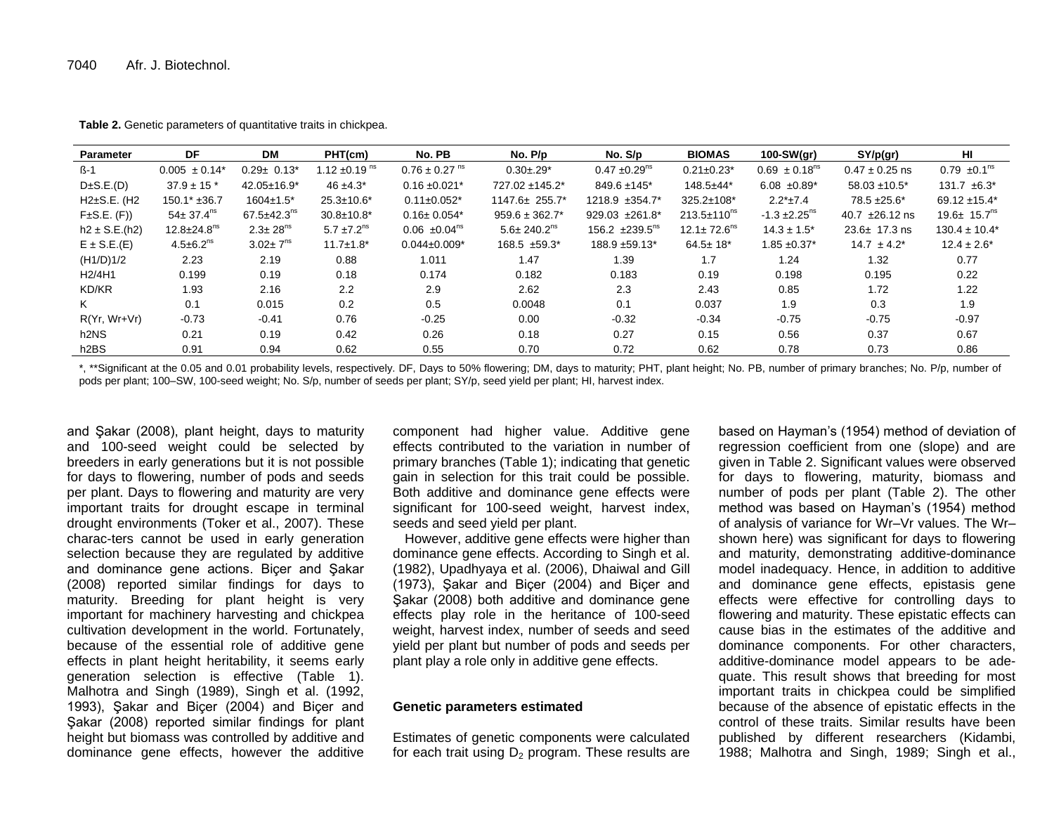**Table 2.** Genetic parameters of quantitative traits in chickpea.

| Parameter | DF | DM | PHT(cm) | No. PB | No. P/p | No. S/p | BIOMAS | 100-SW(gr) | SY/p(gr) | HI |
|---|---|---|---|---|---|---|---|---|---|---|
| ß-1 | 0.005 ± 0.14* | 0.29± 0.13* | 1.12 ±0.19 $^{ns}$ | 0.76 ± 0.27 $^{ns}$ | 0.30±.29* | 0.47 ±0.29$^{ns}$ | 0.21±0.23* | 0.69 ± 0.18$^{ns}$ | 0.47 ± 0.25 ns | 0.79 ±0.1$^{ns}$ |
| D±S.E.(D) | 37.9 ± 15 * | 42.05±16.9* | 46 ±4.3* | 0.16 ±0.021* | 727.02 ±145.2* | 849.6 ±145* | 148.5±44* | 6.08 ±0.89* | 58.03 ±10.5* | 131.7 ±6.3* |
| H2±S.E. (H2 | 150.1* ±36.7 | 1604±1.5* | 25.3±10.6* | 0.11±0.052* | 1147.6± 255.7* | 1218.9 ±354.7* | 325.2±108* | 2.2*±7.4 | 78.5 ±25.6* | 69.12 ±15.4* |
| F±S.E. (F)) | 54± 37.4$^{ns}$ | 67.5±42.3$^{ns}$ | 30.8±10.8* | 0.16± 0.054* | 959.6 ± 362.7* | 929.03 ±261.8* | 213.5±110$^{ns}$ | -1.3 ±2.25$^{ns}$ | 40.7 ±26.12 ns | 19.6± 15.7$^{ns}$ |
| h2 ± S.E.(h2) | 12.8±24.8$^{ns}$ | 2.3± 28$^{ns}$ | 5.7 ±7.2$^{ns}$ | 0.06 ±0.04$^{ns}$ | 5.6± 240.2$^{ns}$ | 156.2 ±239.5$^{ns}$ | 12.1± 72.6$^{ns}$ | 14.3 ± 1.5* | 23.6± 17.3 ns | 130.4 ± 10.4* |
| E ± S.E.(E) | 4.5±6.2$^{ns}$ | 3.02± 7$^{ns}$ | 11.7±1.8* | 0.044±0.009* | 168.5 ±59.3* | 188.9 ±59.13* | 64.5± 18* | 1.85 ±0.37* | 14.7 ± 4.2* | 12.4 ± 2.6* |
| (H1/D)1/2 | 2.23 | 2.19 | 0.88 | 1.011 | 1.47 | 1.39 | 1.7 | 1.24 | 1.32 | 0.77 |
| H2/4H1 | 0.199 | 0.19 | 0.18 | 0.174 | 0.182 | 0.183 | 0.19 | 0.198 | 0.195 | 0.22 |
| KD/KR | 1.93 | 2.16 | 2.2 | 2.9 | 2.62 | 2.3 | 2.43 | 0.85 | 1.72 | 1.22 |
| K | 0.1 | 0.015 | 0.2 | 0.5 | 0.0048 | 0.1 | 0.037 | 1.9 | 0.3 | 1.9 |
| R(Yr, Wr+Vr) | -0.73 | -0.41 | 0.76 | -0.25 | 0.00 | -0.32 | -0.34 | -0.75 | -0.75 | -0.97 |
| h2NS | 0.21 | 0.19 | 0.42 | 0.26 | 0.18 | 0.27 | 0.15 | 0.56 | 0.37 | 0.67 |
| h2BS | 0.91 | 0.94 | 0.62 | 0.55 | 0.70 | 0.72 | 0.62 | 0.78 | 0.73 | 0.86 |

*, **Significant at the 0.05 and 0.01 probability levels, respectively. DF, Days to 50% flowering; DM, days to maturity; PHT, plant height; No. PB, number of primary branches; No. P/p, number of pods per plant; 100–SW, 100-seed weight; No. S/p, number of seeds per plant; SY/p, seed yield per plant; HI, harvest index.

and Şakar (2008), plant height, days to maturity and 100-seed weight could be selected by breeders in early generations but it is not possible for days to flowering, number of pods and seeds per plant. Days to flowering and maturity are very important traits for drought escape in terminal drought environments (Toker et al., 2007). These charac-ters cannot be used in early generation selection because they are regulated by additive and dominance gene actions. Biçer and Şakar (2008) reported similar findings for days to maturity. Breeding for plant height is very important for machinery harvesting and chickpea cultivation development in the world. Fortunately, because of the essential role of additive gene effects in plant height heritability, it seems early generation selection is effective (Table 1). Malhotra and Singh (1989), Singh et al. (1992, 1993), Şakar and Biçer (2004) and Biçer and Şakar (2008) reported similar findings for plant height but biomass was controlled by additive and dominance gene effects, however the additive component had higher value. Additive gene effects contributed to the variation in number of primary branches (Table 1); indicating that genetic gain in selection for this trait could be possible. Both additive and dominance gene effects were significant for 100-seed weight, harvest index, seeds and seed yield per plant.

However, additive gene effects were higher than dominance gene effects. According to Singh et al. (1982), Upadhyaya et al. (2006), Dhaiwal and Gill (1973), Şakar and Biçer (2004) and Biçer and Şakar (2008) both additive and dominance gene effects play role in the heritance of 100-seed weight, harvest index, number of seeds and seed yield per plant but number of pods and seeds per plant play a role only in additive gene effects.

### Genetic parameters estimated

Estimates of genetic components were calculated for each trait using $D_2$ program. These results are based on Hayman's (1954) method of deviation of regression coefficient from one (slope) and are given in Table 2. Significant values were observed for days to flowering, maturity, biomass and number of pods per plant (Table 2). The other method was based on Hayman's (1954) method of analysis of variance for Wr–Vr values. The Wr–shown here) was significant for days to flowering and maturity, demonstrating additive-dominance model inadequacy. Hence, in addition to additive and dominance gene effects, epistasis gene effects were effective for controlling days to flowering and maturity. These epistatic effects can cause bias in the estimates of the additive and dominance components. For other characters, additive-dominance model appears to be ade-quate. This result shows that breeding for most important traits in chickpea could be simplified because of the absence of epistatic effects in the control of these traits. Similar results have been published by different researchers (Kidambi, 1988; Malhotra and Singh, 1989; Singh et al.,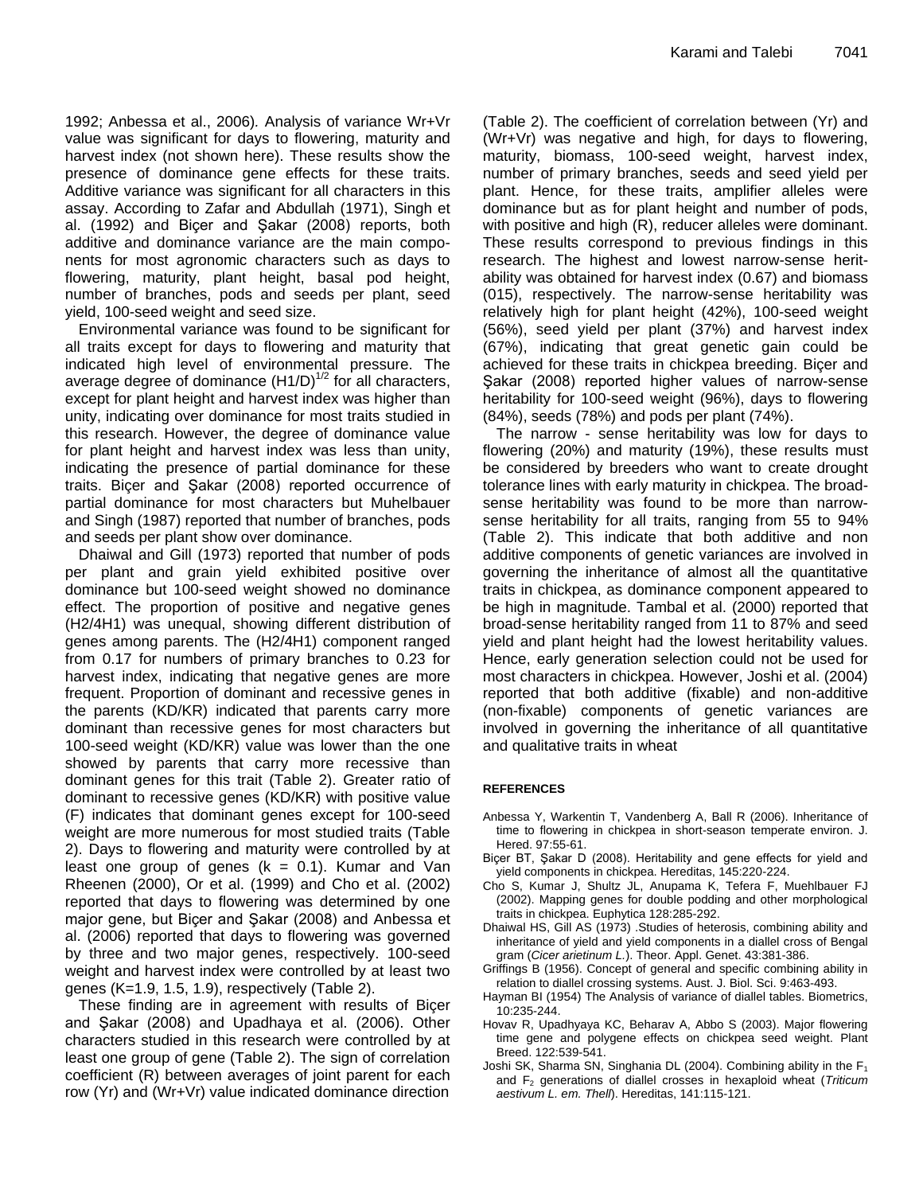1992; Anbessa et al., 2006). Analysis of variance Wr+Vr value was significant for days to flowering, maturity and harvest index (not shown here). These results show the presence of dominance gene effects for these traits. Additive variance was significant for all characters in this assay. According to Zafar and Abdullah (1971), Singh et al. (1992) and Biçer and Şakar (2008) reports, both additive and dominance variance are the main components for most agronomic characters such as days to flowering, maturity, plant height, basal pod height, number of branches, pods and seeds per plant, seed yield, 100-seed weight and seed size.

Environmental variance was found to be significant for all traits except for days to flowering and maturity that indicated high level of environmental pressure. The average degree of dominance $(H1/D)^{1/2}$ for all characters, except for plant height and harvest index was higher than unity, indicating over dominance for most traits studied in this research. However, the degree of dominance value for plant height and harvest index was less than unity, indicating the presence of partial dominance for these traits. Biçer and Şakar (2008) reported occurrence of partial dominance for most characters but Muhelbauer and Singh (1987) reported that number of branches, pods and seeds per plant show over dominance.

Dhaiwal and Gill (1973) reported that number of pods per plant and grain yield exhibited positive over dominance but 100-seed weight showed no dominance effect. The proportion of positive and negative genes (H2/4H1) was unequal, showing different distribution of genes among parents. The (H2/4H1) component ranged from 0.17 for numbers of primary branches to 0.23 for harvest index, indicating that negative genes are more frequent. Proportion of dominant and recessive genes in the parents (KD/KR) indicated that parents carry more dominant than recessive genes for most characters but 100-seed weight (KD/KR) value was lower than the one showed by parents that carry more recessive than dominant genes for this trait (Table 2). Greater ratio of dominant to recessive genes (KD/KR) with positive value (F) indicates that dominant genes except for 100-seed weight are more numerous for most studied traits (Table 2). Days to flowering and maturity were controlled by at least one group of genes ($k = 0.1$). Kumar and Van Rheenen (2000), Or et al. (1999) and Cho et al. (2002) reported that days to flowering was determined by one major gene, but Biçer and Şakar (2008) and Anbessa et al. (2006) reported that days to flowering was governed by three and two major genes, respectively. 100-seed weight and harvest index were controlled by at least two genes (K=1.9, 1.5, 1.9), respectively (Table 2).

These finding are in agreement with results of Biçer and Şakar (2008) and Upadhaya et al. (2006). Other characters studied in this research were controlled by at least one group of gene (Table 2). The sign of correlation coefficient (R) between averages of joint parent for each row (Yr) and (Wr+Vr) value indicated dominance direction (Table 2). The coefficient of correlation between (Yr) and (Wr+Vr) was negative and high, for days to flowering, maturity, biomass, 100-seed weight, harvest index, number of primary branches, seeds and seed yield per plant. Hence, for these traits, amplifier alleles were dominance but as for plant height and number of pods, with positive and high (R), reducer alleles were dominant. These results correspond to previous findings in this research. The highest and lowest narrow-sense heritability was obtained for harvest index (0.67) and biomass (015), respectively. The narrow-sense heritability was relatively high for plant height (42%), 100-seed weight (56%), seed yield per plant (37%) and harvest index (67%), indicating that great genetic gain could be achieved for these traits in chickpea breeding. Biçer and Şakar (2008) reported higher values of narrow-sense heritability for 100-seed weight (96%), days to flowering (84%), seeds (78%) and pods per plant (74%).

The narrow - sense heritability was low for days to flowering (20%) and maturity (19%), these results must be considered by breeders who want to create drought tolerance lines with early maturity in chickpea. The broad-sense heritability was found to be more than narrow-sense heritability for all traits, ranging from 55 to 94% (Table 2). This indicate that both additive and non additive components of genetic variances are involved in governing the inheritance of almost all the quantitative traits in chickpea, as dominance component appeared to be high in magnitude. Tambal et al. (2000) reported that broad-sense heritability ranged from 11 to 87% and seed yield and plant height had the lowest heritability values. Hence, early generation selection could not be used for most characters in chickpea. However, Joshi et al. (2004) reported that both additive (fixable) and non-additive (non-fixable) components of genetic variances are involved in governing the inheritance of all quantitative and qualitative traits in wheat

**REFERENCES**

Anbessa Y, Warkentin T, Vandenberg A, Ball R (2006). Inheritance of time to flowering in chickpea in short-season temperate environ. J. Hered. 97:55-61.

Biçer BT, Şakar D (2008). Heritability and gene effects for yield and yield components in chickpea. Hereditas, 145:220-224.

Cho S, Kumar J, Shultz JL, Anupama K, Tefera F, Muehlbauer FJ (2002). Mapping genes for double podding and other morphological traits in chickpea. Euphytica 128:285-292.

Dhaiwal HS, Gill AS (1973) .Studies of heterosis, combining ability and inheritance of yield and yield components in a diallel cross of Bengal gram (*Cicer arietinum L.*). Theor. Appl. Genet. 43:381-386.

Griffings B (1956). Concept of general and specific combining ability in relation to diallel crossing systems. Aust. J. Biol. Sci. 9:463-493.

Hayman BI (1954) The Analysis of variance of diallel tables. Biometrics, 10:235-244.

Hovav R, Upadhyaya KC, Beharav A, Abbo S (2003). Major flowering time gene and polygene effects on chickpea seed weight. Plant Breed. 122:539-541.

Joshi SK, Sharma SN, Singhania DL (2004). Combining ability in the $F_1$ and $F_2$ generations of diallel crosses in hexaploid wheat (*Triticum aestivum L. em. Thell*). Hereditas, 141:115-121.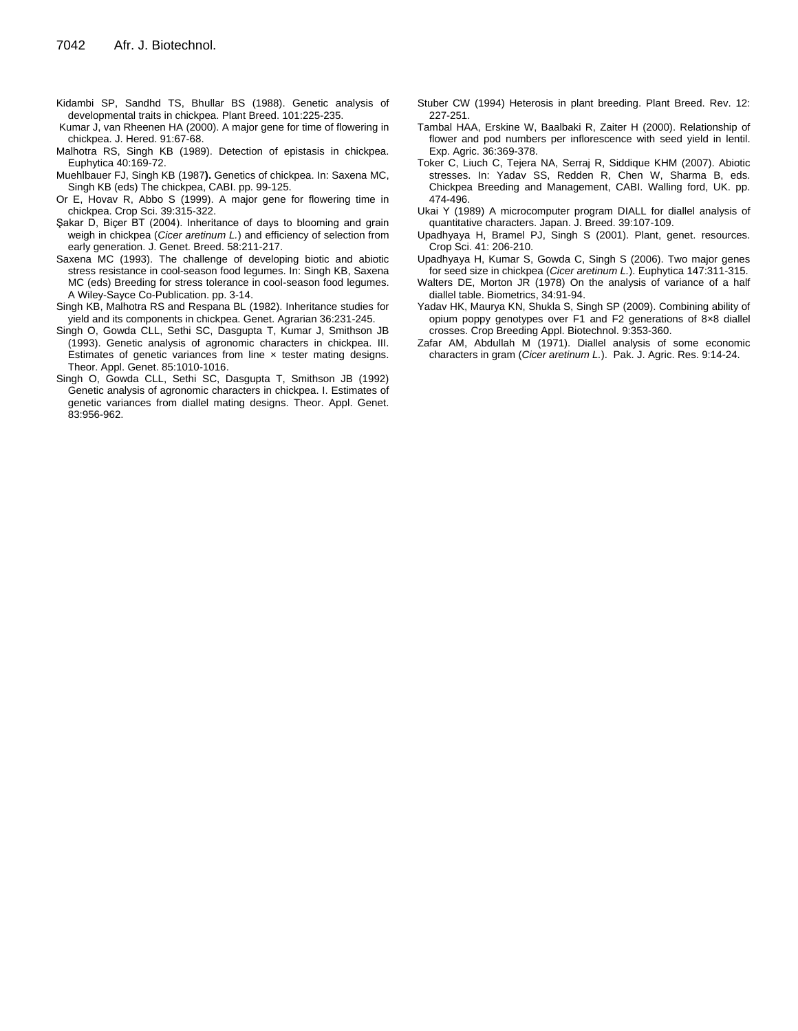Kidambi SP, Sandhd TS, Bhullar BS (1988). Genetic analysis of developmental traits in chickpea. Plant Breed. 101:225-235.

Kumar J, van Rheenen HA (2000). A major gene for time of flowering in chickpea. J. Hered. 91:67-68.

Malhotra RS, Singh KB (1989). Detection of epistasis in chickpea. Euphytica 40:169-72.

Muehlbauer FJ, Singh KB (1987**).** Genetics of chickpea. In: Saxena MC, Singh KB (eds) The chickpea, CABI. pp. 99-125.

Or E, Hovav R, Abbo S (1999). A major gene for flowering time in chickpea. Crop Sci. 39:315-322.

Şakar D, Biçer BT (2004). Inheritance of days to blooming and grain weigh in chickpea (*Cicer aretinum L.*) and efficiency of selection from early generation. J. Genet. Breed. 58:211-217.

Saxena MC (1993). The challenge of developing biotic and abiotic stress resistance in cool-season food legumes. In: Singh KB, Saxena MC (eds) Breeding for stress tolerance in cool-season food legumes. A Wiley-Sayce Co-Publication. pp. 3-14.

Singh KB, Malhotra RS and Respana BL (1982). Inheritance studies for yield and its components in chickpea. Genet. Agrarian 36:231-245.

Singh O, Gowda CLL, Sethi SC, Dasgupta T, Kumar J, Smithson JB (1993). Genetic analysis of agronomic characters in chickpea. III. Estimates of genetic variances from line × tester mating designs. Theor. Appl. Genet. 85:1010-1016.

Singh O, Gowda CLL, Sethi SC, Dasgupta T, Smithson JB (1992) Genetic analysis of agronomic characters in chickpea. I. Estimates of genetic variances from diallel mating designs. Theor. Appl. Genet. 83:956-962.

Stuber CW (1994) Heterosis in plant breeding. Plant Breed. Rev. 12: 227-251.

Tambal HAA, Erskine W, Baalbaki R, Zaiter H (2000). Relationship of flower and pod numbers per inflorescence with seed yield in lentil. Exp. Agric. 36:369-378.

Toker C, Liuch C, Tejera NA, Serraj R, Siddique KHM (2007). Abiotic stresses. In: Yadav SS, Redden R, Chen W, Sharma B, eds. Chickpea Breeding and Management, CABI. Walling ford, UK. pp. 474-496.

Ukai Y (1989) A microcomputer program DIALL for diallel analysis of quantitative characters. Japan. J. Breed. 39:107-109.

Upadhyaya H, Bramel PJ, Singh S (2001). Plant, genet. resources. Crop Sci. 41: 206-210.

Upadhyaya H, Kumar S, Gowda C, Singh S (2006). Two major genes for seed size in chickpea (*Cicer aretinum L.*). Euphytica 147:311-315.

Walters DE, Morton JR (1978) On the analysis of variance of a half diallel table. Biometrics, 34:91-94.

Yadav HK, Maurya KN, Shukla S, Singh SP (2009). Combining ability of opium poppy genotypes over F1 and F2 generations of 8×8 diallel crosses. Crop Breeding Appl. Biotechnol. 9:353-360.

Zafar AM, Abdullah M (1971). Diallel analysis of some economic characters in gram (*Cicer aretinum L.*). Pak. J. Agric. Res. 9:14-24.